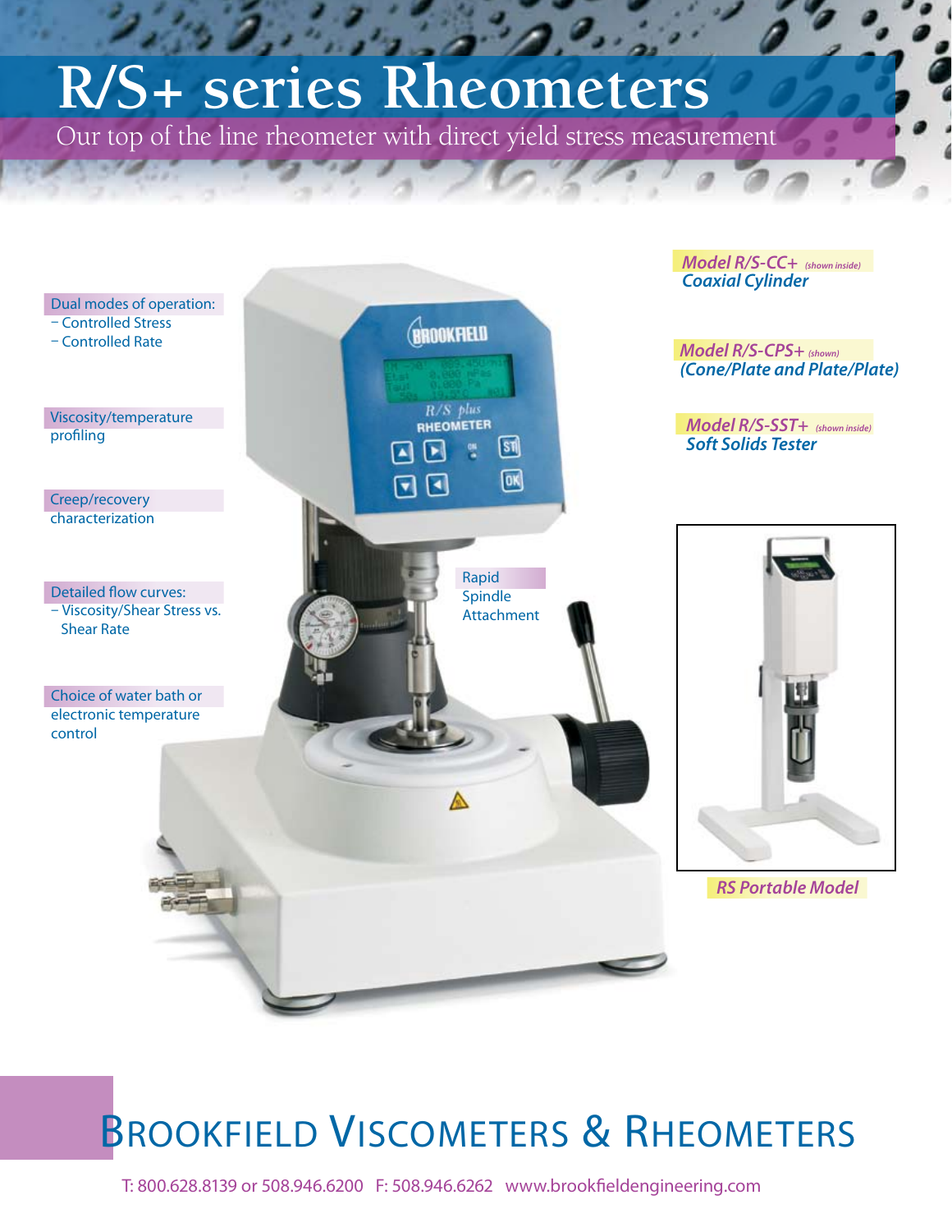# R/S+ series Rheometers

Our top of the line rheometer with direct yield stress measurement

Dual modes of operation:
- Controlled Stress
- Controlled Rate

Viscosity/temperature profiling

Creep/recovery characterization

Detailed flow curves:
- Viscosity/Shear Stress vs. Shear Rate

Choice of water bath or electronic temperature control

Rapid Spindle Attachment

***Model R/S-CC+*** *(shown inside)*
***Coaxial Cylinder***

***Model R/S-CPS+*** *(shown)*
***(Cone/Plate and Plate/Plate)***

***Model R/S-SST+*** *(shown inside)*
***Soft Solids Tester***

***RS Portable Model***

## Brookfield Viscometers & Rheometers

T: 800.628.8139 or 508.946.6200 F: 508.946.6262 www.brookfieldengineering.com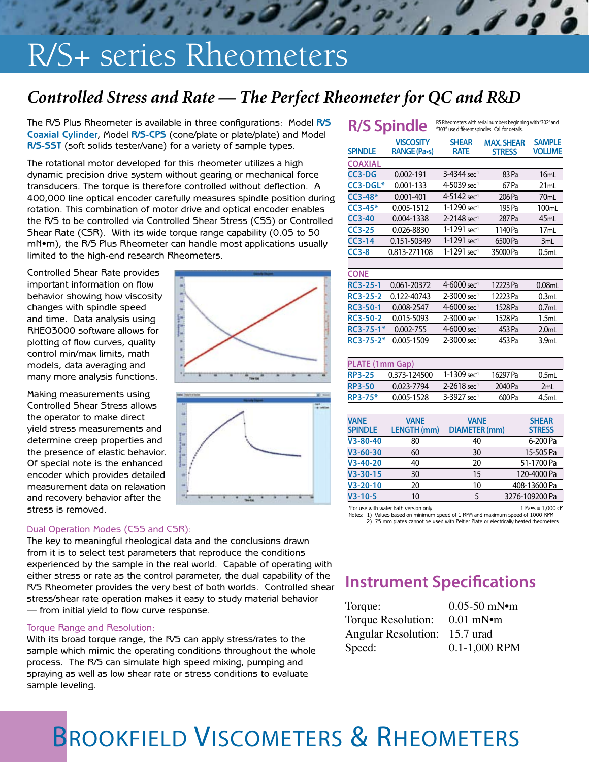# R/S+ series Rheometers

## *Controlled Stress and Rate — The Perfect Rheometer for QC and R&D*

The R/S Plus Rheometer is available in three configurations: Model **R/S Coaxial Cylinder**, Model **R/S-CPS** (cone/plate or plate/plate) and Model **R/S-SST** (soft solids tester/vane) for a variety of sample types.

The rotational motor developed for this rheometer utilizes a high dynamic precision drive system without gearing or mechanical force transducers. The torque is therefore controlled without deflection. A 400,000 line optical encoder carefully measures spindle position during rotation. This combination of motor drive and optical encoder enables the R/S to be controlled via Controlled Shear Stress (CSS) or Controlled Shear Rate (CSR). With its wide torque range capability (0.05 to 50 mN•m), the R/S Plus Rheometer can handle most applications usually limited to the high-end research Rheometers.

Controlled Shear Rate provides important information on flow behavior showing how viscosity changes with spindle speed and time. Data analysis using RHEO3000 software allows for plotting of flow curves, quality control min/max limits, math models, data averaging and many more analysis functions.

Making measurements using Controlled Shear Stress allows the operator to make direct yield stress measurements and determine creep properties and the presence of elastic behavior. Of special note is the enhanced encoder which provides detailed measurement data on relaxation and recovery behavior after the stress is removed.

### Dual Operation Modes (CSS and CSR):

The key to meaningful rheological data and the conclusions drawn from it is to select test parameters that reproduce the conditions experienced by the sample in the real world. Capable of operating with either stress or rate as the control parameter, the dual capability of the R/S Rheometer provides the very best of both worlds. Controlled shear stress/shear rate operation makes it easy to study material behavior — from initial yield to flow curve response.

### Torque Range and Resolution:

With its broad torque range, the R/S can apply stress/rates to the sample which mimic the operating conditions throughout the whole process. The R/S can simulate high speed mixing, pumping and spraying as well as low shear rate or stress conditions to evaluate sample leveling.

## R/S Spindle

RS Rheometers with serial numbers beginning with "302" and "303" use different spindles. Call for details.

| SPINDLE | VISCOSITY RANGE (Pa•s) | SHEAR RATE | MAX. SHEAR STRESS | SAMPLE VOLUME |
|---|---|---|---|---|
| **COAXIAL** | | | | |
| CC3-DG | 0.002-191 | 3-4344 $sec^{-1}$ | 83 Pa | 16mL |
| CC3-DGL* | 0.001-133 | 4-5039 $sec^{-1}$ | 67 Pa | 21mL |
| CC3-48* | 0.001-401 | 4-5142 $sec^{-1}$ | 206 Pa | 70mL |
| CC3-45* | 0.005-1512 | 1-1290 $sec^{-1}$ | 195 Pa | 100mL |
| CC3-40 | 0.004-1338 | 2-2148 $sec^{-1}$ | 287 Pa | 45mL |
| CC3-25 | 0.026-8830 | 1-1291 $sec^{-1}$ | 1140 Pa | 17mL |
| CC3-14 | 0.151-50349 | 1-1291 $sec^{-1}$ | 6500 Pa | 3mL |
| CC3-8 | 0.813-271108 | 1-1291 $sec^{-1}$ | 35000 Pa | 0.5mL |
| **CONE** | | | | |
| RC3-25-1 | 0.061-20372 | 4-6000 $sec^{-1}$ | 12223 Pa | 0.08mL |
| RC3-25-2 | 0.122-40743 | 2-3000 $sec^{-1}$ | 12223 Pa | 0.3mL |
| RC3-50-1 | 0.008-2547 | 4-6000 $sec^{-1}$ | 1528 Pa | 0.7mL |
| RC3-50-2 | 0.015-5093 | 2-3000 $sec^{-1}$ | 1528 Pa | 1.5mL |
| RC3-75-1* | 0.002-755 | 4-6000 $sec^{-1}$ | 453 Pa | 2.0mL |
| RC3-75-2* | 0.005-1509 | 2-3000 $sec^{-1}$ | 453 Pa | 3.9mL |
| **PLATE (1mm Gap)** | | | | |
| RP3-25 | 0.373-124500 | 1-1309 $sec^{-1}$ | 16297 Pa | 0.5mL |
| RP3-50 | 0.023-7794 | 2-2618 $sec^{-1}$ | 2040 Pa | 2mL |
| RP3-75* | 0.005-1528 | 3-3927 $sec^{-1}$ | 600 Pa | 4.5mL |

| VANE SPINDLE | VANE LENGTH (mm) | VANE DIAMETER (mm) | SHEAR STRESS |
|---|---|---|---|
| V3-80-40 | 80 | 40 | 6-200 Pa |
| V3-60-30 | 60 | 30 | 15-505 Pa |
| V3-40-20 | 40 | 20 | 51-1700 Pa |
| V3-30-15 | 30 | 15 | 120-4000 Pa |
| V3-20-10 | 20 | 10 | 408-13600 Pa |
| V3-10-5 | 10 | 5 | 3276-109200 Pa |

*For use with water bath version only

1 Pa•s = 1,000 cP

Notes: 1) Values based on minimum speed of 1 RPM and maximum speed of 1000 RPM
2) 75 mm plates cannot be used with Peltier Plate or electrically heated rheometers

## Instrument Specifications

| | |
|---|---|
| Torque: | 0.05-50 mN•m |
| Torque Resolution: | 0.01 mN•m |
| Angular Resolution: | 15.7 urad |
| Speed: | 0.1-1,000 RPM |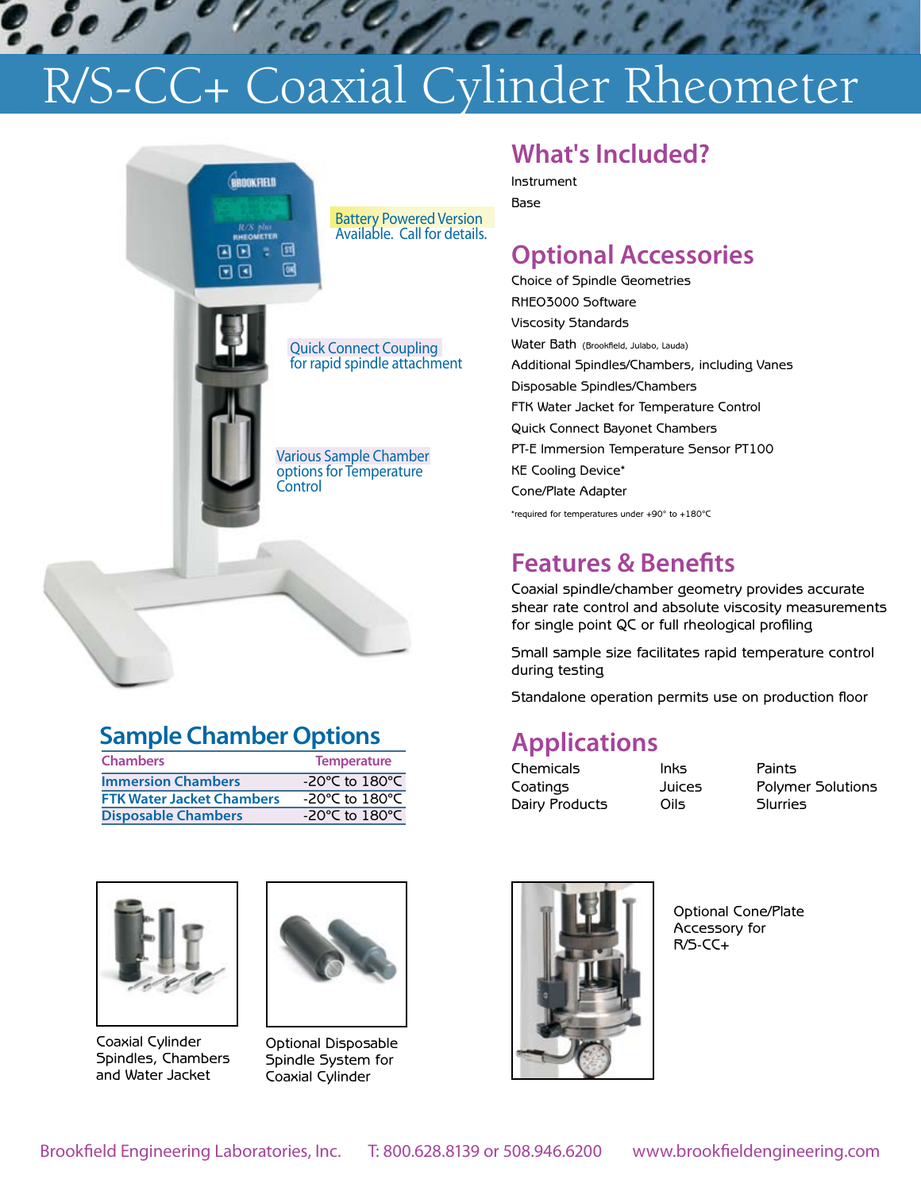# R/S-CC+ Coaxial Cylinder Rheometer

Battery Powered Version Available. Call for details.

Quick Connect Coupling for rapid spindle attachment

Various Sample Chamber options for Temperature Control

## What's Included?

Instrument

Base

## Optional Accessories

Choice of Spindle Geometries

RHEO3000 Software

Viscosity Standards

Water Bath (Brookfield, Julabo, Lauda)

Additional Spindles/Chambers, including Vanes

Disposable Spindles/Chambers

FTK Water Jacket for Temperature Control

Quick Connect Bayonet Chambers

PT-E Immersion Temperature Sensor PT100

KE Cooling Device*

Cone/Plate Adapter

*required for temperatures under +90° to +180°C

## Features & Benefits

Coaxial spindle/chamber geometry provides accurate shear rate control and absolute viscosity measurements for single point QC or full rheological profiling

Small sample size facilitates rapid temperature control during testing

Standalone operation permits use on production floor

## Sample Chamber Options

| Chambers | Temperature |
|---|---|
| Immersion Chambers | -20°C to 180°C |
| FTK Water Jacket Chambers | -20°C to 180°C |
| Disposable Chambers | -20°C to 180°C |

## Applications

| | | |
|---|---|---|
| Chemicals | Inks | Paints |
| Coatings | Juices | Polymer Solutions |
| Dairy Products | Oils | Slurries |

Coaxial Cylinder Spindles, Chambers and Water Jacket

Optional Disposable Spindle System for Coaxial Cylinder

Optional Cone/Plate Accessory for R/S-CC+

Brookfield Engineering Laboratories, Inc. T: 800.628.8139 or 508.946.6200 www.brookfieldengineering.com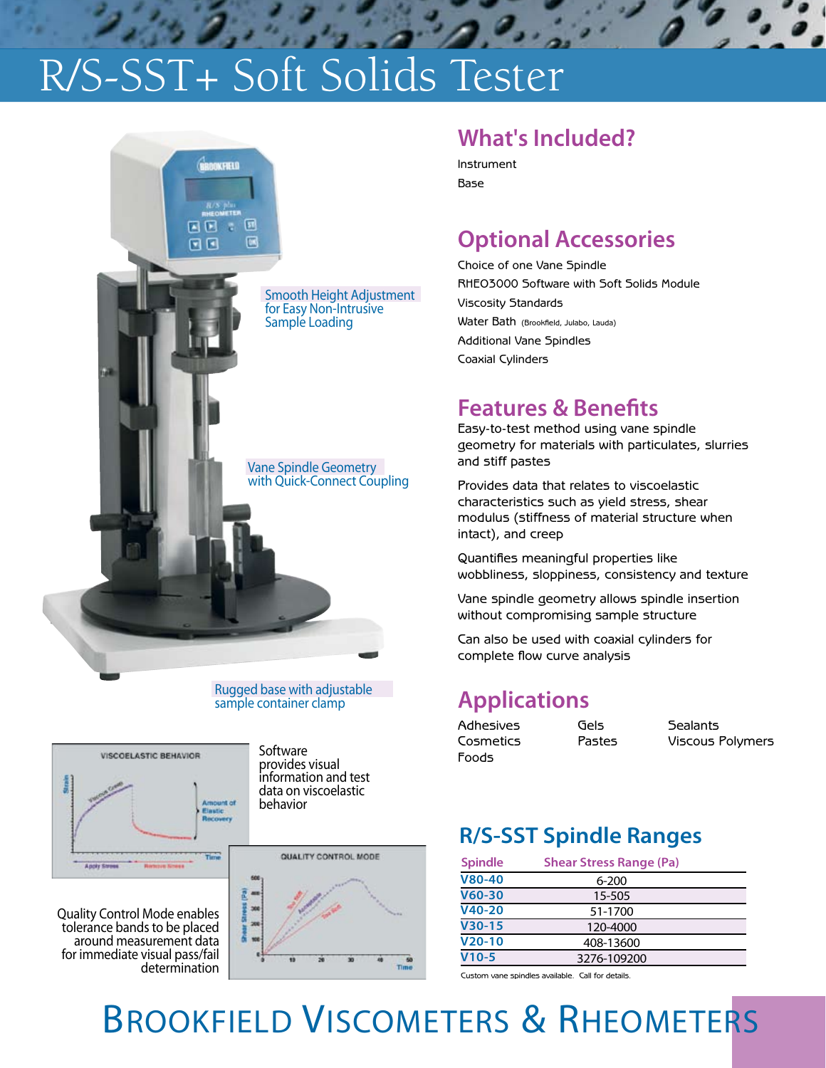# R/S-SST+ Soft Solids Tester

Smooth Height Adjustment for Easy Non-Intrusive Sample Loading

Vane Spindle Geometry with Quick-Connect Coupling

Rugged base with adjustable sample container clamp

Software provides visual information and test data on viscoelastic behavior

Quality Control Mode enables tolerance bands to be placed around measurement data for immediate visual pass/fail determination

## What's Included?

Instrument

Base

## Optional Accessories

Choice of one Vane Spindle

RHEO3000 Software with Soft Solids Module

Viscosity Standards

Water Bath (Brookfield, Julabo, Lauda)

Additional Vane Spindles

Coaxial Cylinders

## Features & Benefits

Easy-to-test method using vane spindle geometry for materials with particulates, slurries and stiff pastes

Provides data that relates to viscoelastic characteristics such as yield stress, shear modulus (stiffness of material structure when intact), and creep

Quantifies meaningful properties like wobbliness, sloppiness, consistency and texture

Vane spindle geometry allows spindle insertion without compromising sample structure

Can also be used with coaxial cylinders for complete flow curve analysis

## Applications

| | | |
|---|---|---|
| Adhesives | Gels | Sealants |
| Cosmetics | Pastes | Viscous Polymers |
| Foods | | |

## R/S-SST Spindle Ranges

| Spindle | Shear Stress Range (Pa) |
|---|---|
| V80-40 | 6-200 |
| V60-30 | 15-505 |
| V40-20 | 51-1700 |
| V30-15 | 120-4000 |
| V20-10 | 408-13600 |
| V10-5 | 3276-109200 |

Custom vane spindles available. Call for details.

BROOKFIELD VISCOMETERS & RHEOMETERS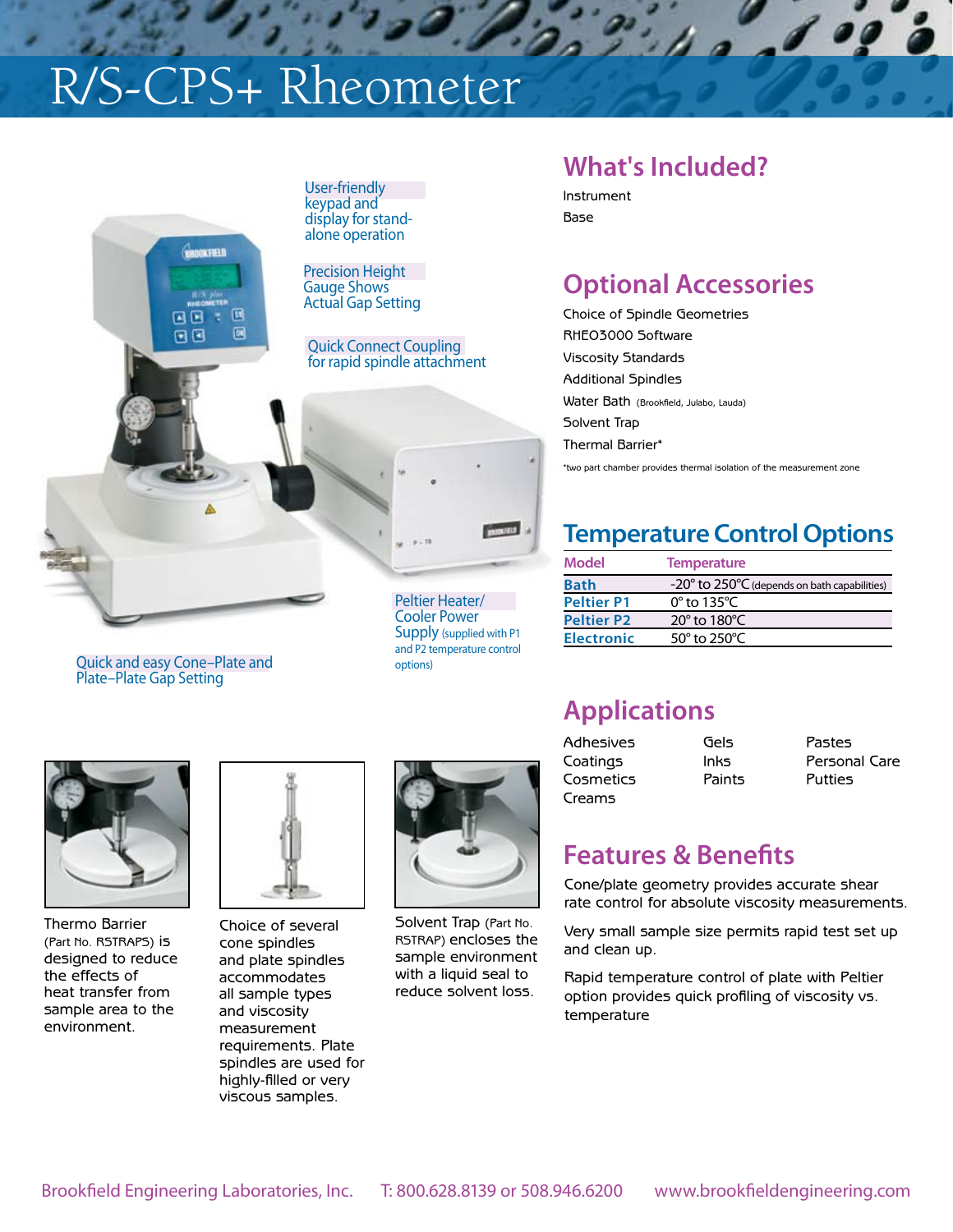# R/S-CPS+ Rheometer

User-friendly keypad and display for stand-alone operation

Precision Height Gauge Shows Actual Gap Setting

Quick Connect Coupling for rapid spindle attachment

Peltier Heater/Cooler Power Supply (supplied with P1 and P2 temperature control options)

Quick and easy Cone–Plate and Plate–Plate Gap Setting

Thermo Barrier (Part No. RSTRAPS) is designed to reduce the effects of heat transfer from sample area to the environment.

Choice of several cone spindles and plate spindles accommodates all sample types and viscosity measurement requirements. Plate spindles are used for highly-filled or very viscous samples.

Solvent Trap (Part No. RSTRAP) encloses the sample environment with a liquid seal to reduce solvent loss.

## What's Included?

Instrument

Base

## Optional Accessories

Choice of Spindle Geometries

RHEO3000 Software

Viscosity Standards

Additional Spindles

Water Bath (Brookfield, Julabo, Lauda)

Solvent Trap

Thermal Barrier*

*two part chamber provides thermal isolation of the measurement zone

## Temperature Control Options

| Model | Temperature |
|---|---|
| **Bath** | -20° to 250°C (depends on bath capabilities) |
| **Peltier P1** | 0° to 135°C |
| **Peltier P2** | 20° to 180°C |
| **Electronic** | 50° to 250°C |

## Applications

- Adhesives
- Coatings
- Cosmetics
- Creams
- Gels
- Inks
- Paints
- Pastes
- Personal Care
- Putties

## Features & Benefits

Cone/plate geometry provides accurate shear rate control for absolute viscosity measurements.

Very small sample size permits rapid test set up and clean up.

Rapid temperature control of plate with Peltier option provides quick profiling of viscosity vs. temperature

Brookfield Engineering Laboratories, Inc. T: 800.628.8139 or 508.946.6200 www.brookfieldengineering.com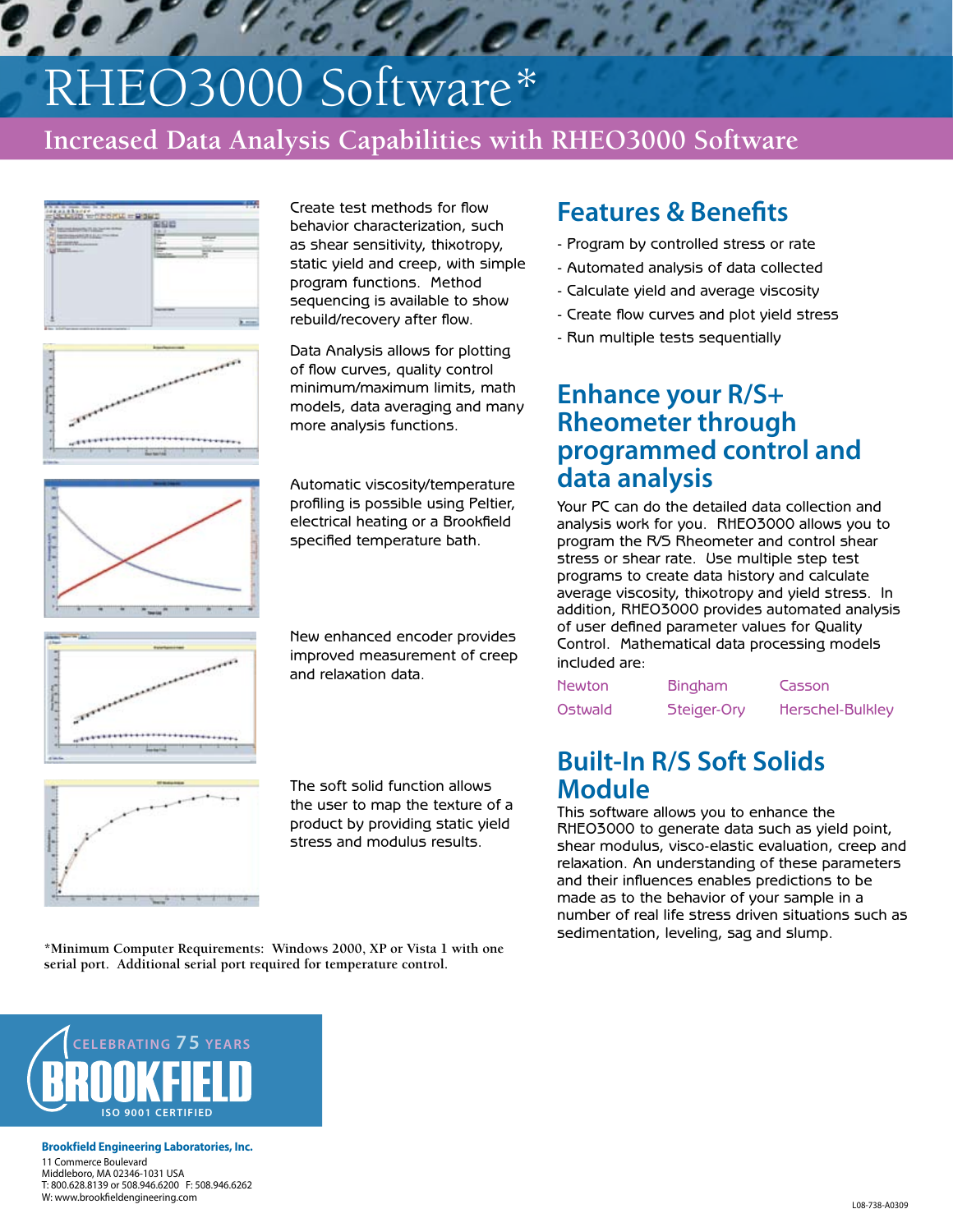# RHEO3000 Software*

## Increased Data Analysis Capabilities with RHEO3000 Software

Create test methods for flow behavior characterization, such as shear sensitivity, thixotropy, static yield and creep, with simple program functions. Method sequencing is available to show rebuild/recovery after flow.

Data Analysis allows for plotting of flow curves, quality control minimum/maximum limits, math models, data averaging and many more analysis functions.

Automatic viscosity/temperature profiling is possible using Peltier, electrical heating or a Brookfield specified temperature bath.

New enhanced encoder provides improved measurement of creep and relaxation data.

The soft solid function allows the user to map the texture of a product by providing static yield stress and modulus results.

*Minimum Computer Requirements: Windows 2000, XP or Vista 1 with one serial port. Additional serial port required for temperature control.

## Features & Benefits

- Program by controlled stress or rate
- Automated analysis of data collected
- Calculate yield and average viscosity
- Create flow curves and plot yield stress
- Run multiple tests sequentially

## Enhance your R/S+ Rheometer through programmed control and data analysis

Your PC can do the detailed data collection and analysis work for you. RHEO3000 allows you to program the R/S Rheometer and control shear stress or shear rate. Use multiple step test programs to create data history and calculate average viscosity, thixotropy and yield stress. In addition, RHEO3000 provides automated analysis of user defined parameter values for Quality Control. Mathematical data processing models included are:

| | | |
|---|---|---|
| Newton | Bingham | Casson |
| Ostwald | Steiger-Ory | Herschel-Bulkley |

## Built-In R/S Soft Solids Module

This software allows you to enhance the RHEO3000 to generate data such as yield point, shear modulus, visco-elastic evaluation, creep and relaxation. An understanding of these parameters and their influences enables predictions to be made as to the behavior of your sample in a number of real life stress driven situations such as sedimentation, leveling, sag and slump.

CELEBRATING 75 YEARS
BROOKFIELD
ISO 9001 CERTIFIED

**Brookfield Engineering Laboratories, Inc.**
11 Commerce Boulevard
Middleboro, MA 02346-1031 USA
T: 800.628.8139 or 508.946.6200 F: 508.946.6262
W: www.brookfieldengineering.com

L08-738-A0309